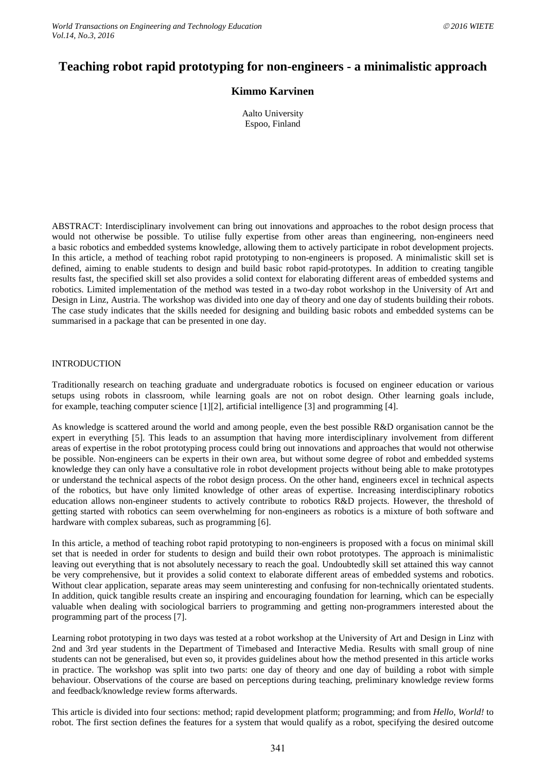# Teaching robot rapid prototyping for non-engineers - a minimalistic approach

**Kimmo Karvinen**

Aalto University
Espoo, Finland

ABSTRACT: Interdisciplinary involvement can bring out innovations and approaches to the robot design process that would not otherwise be possible. To utilise fully expertise from other areas than engineering, non-engineers need a basic robotics and embedded systems knowledge, allowing them to actively participate in robot development projects. In this article, a method of teaching robot rapid prototyping to non-engineers is proposed. A minimalistic skill set is defined, aiming to enable students to design and build basic robot rapid-prototypes. In addition to creating tangible results fast, the specified skill set also provides a solid context for elaborating different areas of embedded systems and robotics. Limited implementation of the method was tested in a two-day robot workshop in the University of Art and Design in Linz, Austria. The workshop was divided into one day of theory and one day of students building their robots. The case study indicates that the skills needed for designing and building basic robots and embedded systems can be summarised in a package that can be presented in one day.

## INTRODUCTION

Traditionally research on teaching graduate and undergraduate robotics is focused on engineer education or various setups using robots in classroom, while learning goals are not on robot design. Other learning goals include, for example, teaching computer science [1][2], artificial intelligence [3] and programming [4].

As knowledge is scattered around the world and among people, even the best possible R&D organisation cannot be the expert in everything [5]. This leads to an assumption that having more interdisciplinary involvement from different areas of expertise in the robot prototyping process could bring out innovations and approaches that would not otherwise be possible. Non-engineers can be experts in their own area, but without some degree of robot and embedded systems knowledge they can only have a consultative role in robot development projects without being able to make prototypes or understand the technical aspects of the robot design process. On the other hand, engineers excel in technical aspects of the robotics, but have only limited knowledge of other areas of expertise. Increasing interdisciplinary robotics education allows non-engineer students to actively contribute to robotics R&D projects. However, the threshold of getting started with robotics can seem overwhelming for non-engineers as robotics is a mixture of both software and hardware with complex subareas, such as programming [6].

In this article, a method of teaching robot rapid prototyping to non-engineers is proposed with a focus on minimal skill set that is needed in order for students to design and build their own robot prototypes. The approach is minimalistic leaving out everything that is not absolutely necessary to reach the goal. Undoubtedly skill set attained this way cannot be very comprehensive, but it provides a solid context to elaborate different areas of embedded systems and robotics. Without clear application, separate areas may seem uninteresting and confusing for non-technically orientated students. In addition, quick tangible results create an inspiring and encouraging foundation for learning, which can be especially valuable when dealing with sociological barriers to programming and getting non-programmers interested about the programming part of the process [7].

Learning robot prototyping in two days was tested at a robot workshop at the University of Art and Design in Linz with 2nd and 3rd year students in the Department of Timebased and Interactive Media. Results with small group of nine students can not be generalised, but even so, it provides guidelines about how the method presented in this article works in practice. The workshop was split into two parts: one day of theory and one day of building a robot with simple behaviour. Observations of the course are based on perceptions during teaching, preliminary knowledge review forms and feedback/knowledge review forms afterwards.

This article is divided into four sections: method; rapid development platform; programming; and from *Hello, World!* to robot. The first section defines the features for a system that would qualify as a robot, specifying the desired outcome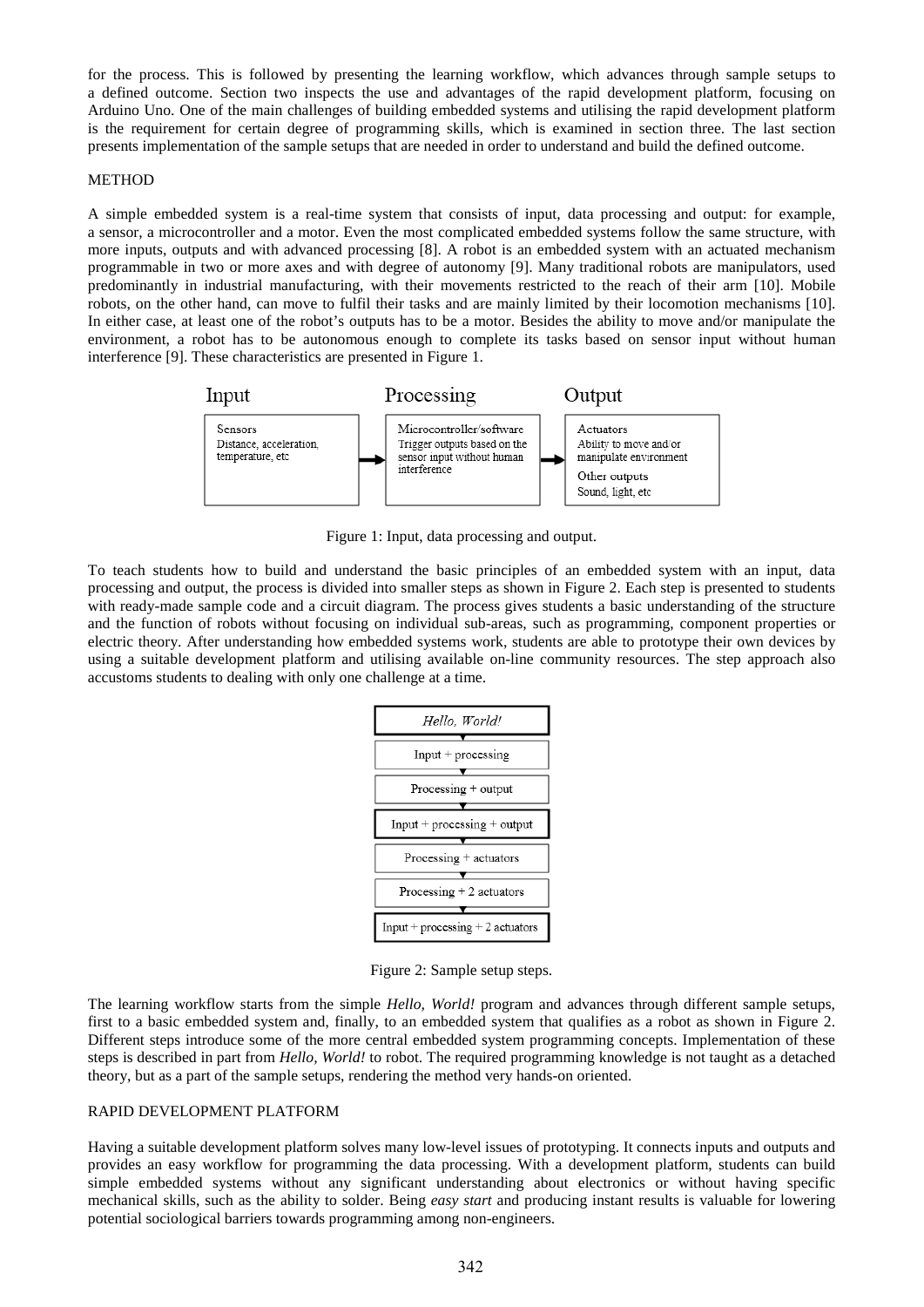for the process. This is followed by presenting the learning workflow, which advances through sample setups to a defined outcome. Section two inspects the use and advantages of the rapid development platform, focusing on Arduino Uno. One of the main challenges of building embedded systems and utilising the rapid development platform is the requirement for certain degree of programming skills, which is examined in section three. The last section presents implementation of the sample setups that are needed in order to understand and build the defined outcome.

## METHOD

A simple embedded system is a real-time system that consists of input, data processing and output: for example, a sensor, a microcontroller and a motor. Even the most complicated embedded systems follow the same structure, with more inputs, outputs and with advanced processing [8]. A robot is an embedded system with an actuated mechanism programmable in two or more axes and with degree of autonomy [9]. Many traditional robots are manipulators, used predominantly in industrial manufacturing, with their movements restricted to the reach of their arm [10]. Mobile robots, on the other hand, can move to fulfil their tasks and are mainly limited by their locomotion mechanisms [10]. In either case, at least one of the robot's outputs has to be a motor. Besides the ability to move and/or manipulate the environment, a robot has to be autonomous enough to complete its tasks based on sensor input without human interference [9]. These characteristics are presented in Figure 1.

| Input | Processing | Output |
|---|---|---|
| Sensors<br>Distance, acceleration, temperature, etc | Microcontroller/software<br>Trigger outputs based on the sensor input without human interference | Actuators<br>Ability to move and/or manipulate environment<br>Other outputs<br>Sound, light, etc |

Figure 1: Input, data processing and output.

To teach students how to build and understand the basic principles of an embedded system with an input, data processing and output, the process is divided into smaller steps as shown in Figure 2. Each step is presented to students with ready-made sample code and a circuit diagram. The process gives students a basic understanding of the structure and the function of robots without focusing on individual sub-areas, such as programming, component properties or electric theory. After understanding how embedded systems work, students are able to prototype their own devices by using a suitable development platform and utilising available on-line community resources. The step approach also accustoms students to dealing with only one challenge at a time.

1. *Hello, World!*
2. Input + processing
3. Processing + output
4. Input + processing + output
5. Processing + actuators
6. Processing + 2 actuators
7. Input + processing + 2 actuators

Figure 2: Sample setup steps.

The learning workflow starts from the simple *Hello, World!* program and advances through different sample setups, first to a basic embedded system and, finally, to an embedded system that qualifies as a robot as shown in Figure 2. Different steps introduce some of the more central embedded system programming concepts. Implementation of these steps is described in part from *Hello, World!* to robot. The required programming knowledge is not taught as a detached theory, but as a part of the sample setups, rendering the method very hands-on oriented.

## RAPID DEVELOPMENT PLATFORM

Having a suitable development platform solves many low-level issues of prototyping. It connects inputs and outputs and provides an easy workflow for programming the data processing. With a development platform, students can build simple embedded systems without any significant understanding about electronics or without having specific mechanical skills, such as the ability to solder. Being *easy start* and producing instant results is valuable for lowering potential sociological barriers towards programming among non-engineers.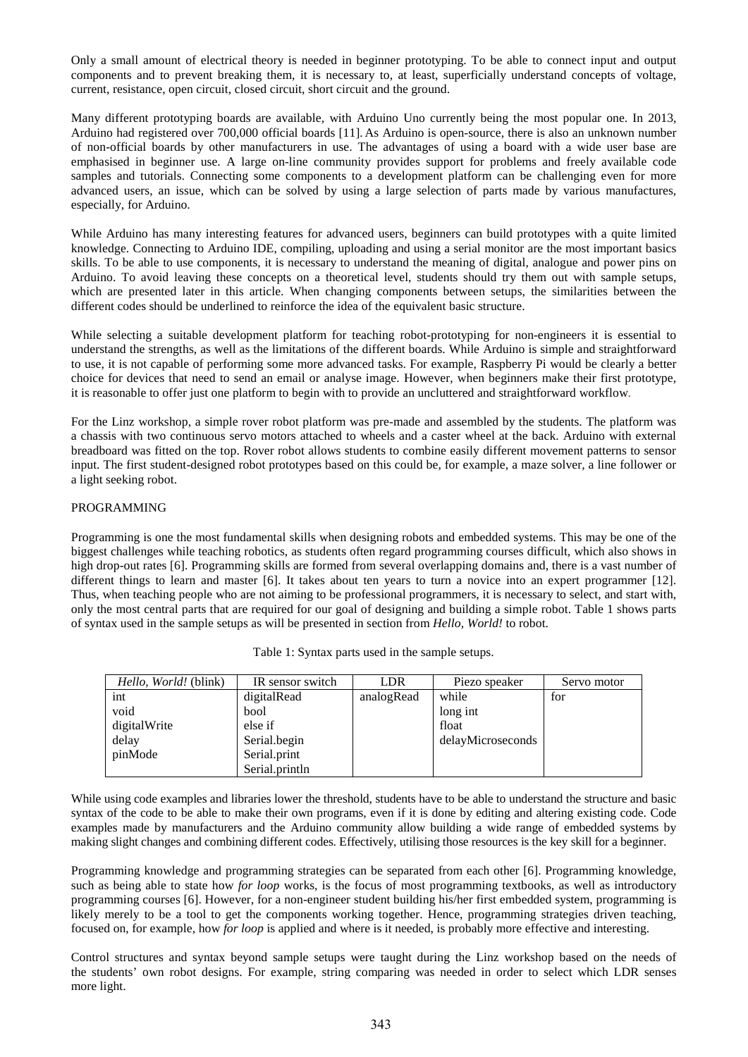Only a small amount of electrical theory is needed in beginner prototyping. To be able to connect input and output components and to prevent breaking them, it is necessary to, at least, superficially understand concepts of voltage, current, resistance, open circuit, closed circuit, short circuit and the ground.

Many different prototyping boards are available, with Arduino Uno currently being the most popular one. In 2013, Arduino had registered over 700,000 official boards [11]. As Arduino is open-source, there is also an unknown number of non-official boards by other manufacturers in use. The advantages of using a board with a wide user base are emphasised in beginner use. A large on-line community provides support for problems and freely available code samples and tutorials. Connecting some components to a development platform can be challenging even for more advanced users, an issue, which can be solved by using a large selection of parts made by various manufactures, especially, for Arduino.

While Arduino has many interesting features for advanced users, beginners can build prototypes with a quite limited knowledge. Connecting to Arduino IDE, compiling, uploading and using a serial monitor are the most important basics skills. To be able to use components, it is necessary to understand the meaning of digital, analogue and power pins on Arduino. To avoid leaving these concepts on a theoretical level, students should try them out with sample setups, which are presented later in this article. When changing components between setups, the similarities between the different codes should be underlined to reinforce the idea of the equivalent basic structure.

While selecting a suitable development platform for teaching robot-prototyping for non-engineers it is essential to understand the strengths, as well as the limitations of the different boards. While Arduino is simple and straightforward to use, it is not capable of performing some more advanced tasks. For example, Raspberry Pi would be clearly a better choice for devices that need to send an email or analyse image. However, when beginners make their first prototype, it is reasonable to offer just one platform to begin with to provide an uncluttered and straightforward workflow.

For the Linz workshop, a simple rover robot platform was pre-made and assembled by the students. The platform was a chassis with two continuous servo motors attached to wheels and a caster wheel at the back. Arduino with external breadboard was fitted on the top. Rover robot allows students to combine easily different movement patterns to sensor input. The first student-designed robot prototypes based on this could be, for example, a maze solver, a line follower or a light seeking robot.

## PROGRAMMING

Programming is one the most fundamental skills when designing robots and embedded systems. This may be one of the biggest challenges while teaching robotics, as students often regard programming courses difficult, which also shows in high drop-out rates [6]. Programming skills are formed from several overlapping domains and, there is a vast number of different things to learn and master [6]. It takes about ten years to turn a novice into an expert programmer [12]. Thus, when teaching people who are not aiming to be professional programmers, it is necessary to select, and start with, only the most central parts that are required for our goal of designing and building a simple robot. Table 1 shows parts of syntax used in the sample setups as will be presented in section from *Hello, World!* to robot.

Table 1: Syntax parts used in the sample setups.

| *Hello, World!* (blink) | IR sensor switch | LDR | Piezo speaker | Servo motor |
|---|---|---|---|---|
| int | digitalRead | analogRead | while | for |
| void | bool | | long int | |
| digitalWrite | else if | | float | |
| delay | Serial.begin | | delayMicroseconds | |
| pinMode | Serial.print | | | |
| | Serial.println | | | |

While using code examples and libraries lower the threshold, students have to be able to understand the structure and basic syntax of the code to be able to make their own programs, even if it is done by editing and altering existing code. Code examples made by manufacturers and the Arduino community allow building a wide range of embedded systems by making slight changes and combining different codes. Effectively, utilising those resources is the key skill for a beginner.

Programming knowledge and programming strategies can be separated from each other [6]. Programming knowledge, such as being able to state how *for loop* works, is the focus of most programming textbooks, as well as introductory programming courses [6]. However, for a non-engineer student building his/her first embedded system, programming is likely merely to be a tool to get the components working together. Hence, programming strategies driven teaching, focused on, for example, how *for loop* is applied and where is it needed, is probably more effective and interesting.

Control structures and syntax beyond sample setups were taught during the Linz workshop based on the needs of the students' own robot designs. For example, string comparing was needed in order to select which LDR senses more light.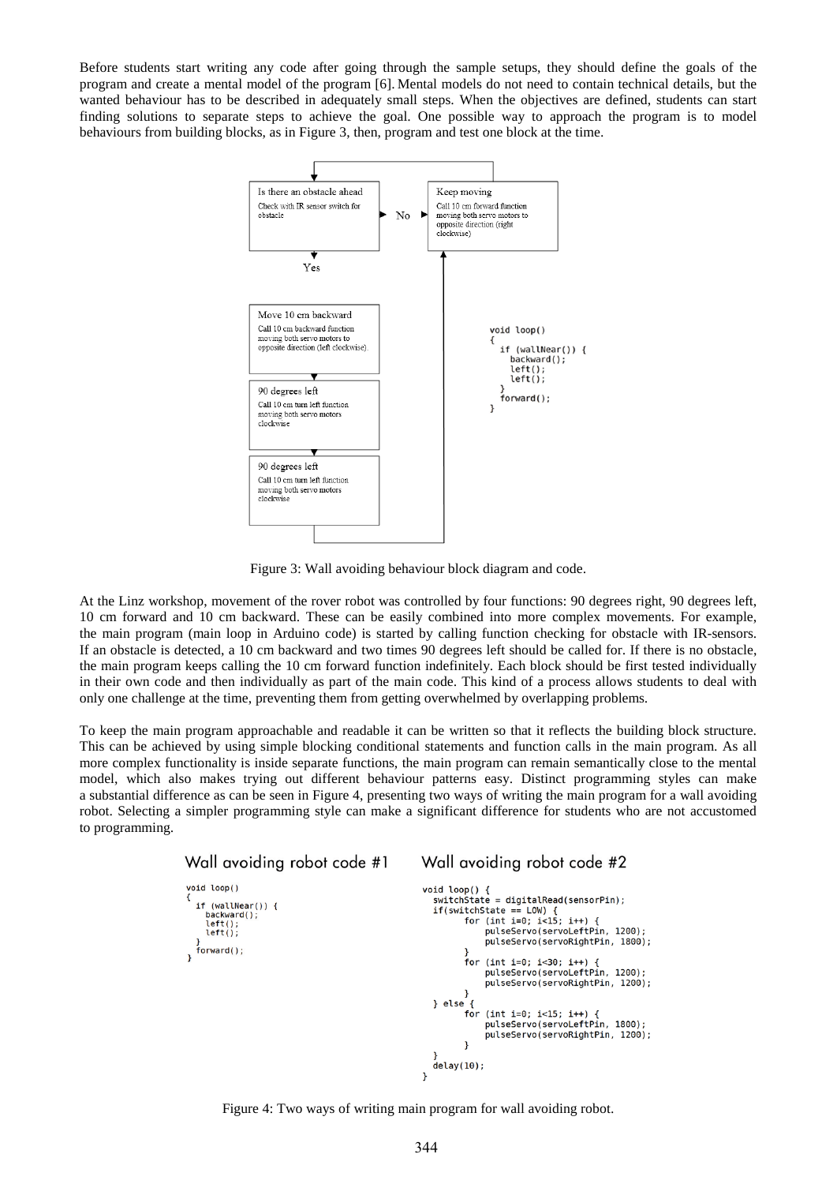Before students start writing any code after going through the sample setups, they should define the goals of the program and create a mental model of the program [6]. Mental models do not need to contain technical details, but the wanted behaviour has to be described in adequately small steps. When the objectives are defined, students can start finding solutions to separate steps to achieve the goal. One possible way to approach the program is to model behaviours from building blocks, as in Figure 3, then, program and test one block at the time.

Is there an obstacle ahead
Check with IR sensor switch for obstacle

No

Keep moving
Call 10 cm forward function moving both servo motors to opposite direction (right clockwise)

Yes

Move 10 cm backward
Call 10 cm backward function moving both servo motors to opposite direction (left clockwise).

90 degrees left
Call 10 cm turn left function moving both servo motors clockwise

90 degrees left
Call 10 cm turn left function moving both servo motors clockwise

```
void loop()
{
  if (wallNear()) {
    backward();
    left();
    left();
  }
  forward();
}
```

Figure 3: Wall avoiding behaviour block diagram and code.

At the Linz workshop, movement of the rover robot was controlled by four functions: 90 degrees right, 90 degrees left, 10 cm forward and 10 cm backward. These can be easily combined into more complex movements. For example, the main program (main loop in Arduino code) is started by calling function checking for obstacle with IR-sensors. If an obstacle is detected, a 10 cm backward and two times 90 degrees left should be called for. If there is no obstacle, the main program keeps calling the 10 cm forward function indefinitely. Each block should be first tested individually in their own code and then individually as part of the main code. This kind of a process allows students to deal with only one challenge at the time, preventing them from getting overwhelmed by overlapping problems.

To keep the main program approachable and readable it can be written so that it reflects the building block structure. This can be achieved by using simple blocking conditional statements and function calls in the main program. As all more complex functionality is inside separate functions, the main program can remain semantically close to the mental model, which also makes trying out different behaviour patterns easy. Distinct programming styles can make a substantial difference as can be seen in Figure 4, presenting two ways of writing the main program for a wall avoiding robot. Selecting a simpler programming style can make a significant difference for students who are not accustomed to programming.

Wall avoiding robot code #1

```
void loop()
{
  if (wallNear()) {
    backward();
    left();
    left();
  }
  forward();
}
```

Wall avoiding robot code #2

```
void loop() {
  switchState = digitalRead(sensorPin);
  if(switchState == LOW) {
        for (int i=0; i<15; i++) {
            pulseServo(servoLeftPin, 1200);
            pulseServo(servoRightPin, 1800);
        }
        for (int i=0; i<30; i++) {
            pulseServo(servoLeftPin, 1200);
            pulseServo(servoRightPin, 1200);
        }
  } else {
        for (int i=0; i<15; i++) {
            pulseServo(servoLeftPin, 1800);
            pulseServo(servoRightPin, 1200);
        }
  }
  delay(10);
}
```

Figure 4: Two ways of writing main program for wall avoiding robot.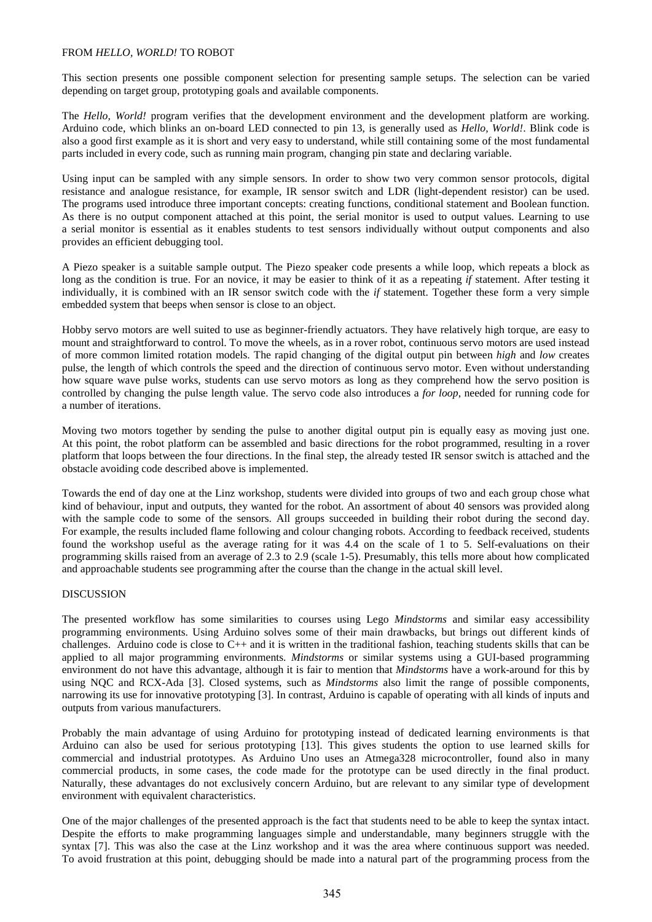## FROM *HELLO, WORLD!* TO ROBOT

This section presents one possible component selection for presenting sample setups. The selection can be varied depending on target group, prototyping goals and available components.

The *Hello, World!* program verifies that the development environment and the development platform are working. Arduino code, which blinks an on-board LED connected to pin 13, is generally used as *Hello, World!*. Blink code is also a good first example as it is short and very easy to understand, while still containing some of the most fundamental parts included in every code, such as running main program, changing pin state and declaring variable.

Using input can be sampled with any simple sensors. In order to show two very common sensor protocols, digital resistance and analogue resistance, for example, IR sensor switch and LDR (light-dependent resistor) can be used. The programs used introduce three important concepts: creating functions, conditional statement and Boolean function. As there is no output component attached at this point, the serial monitor is used to output values. Learning to use a serial monitor is essential as it enables students to test sensors individually without output components and also provides an efficient debugging tool.

A Piezo speaker is a suitable sample output. The Piezo speaker code presents a while loop, which repeats a block as long as the condition is true. For an novice, it may be easier to think of it as a repeating *if* statement. After testing it individually, it is combined with an IR sensor switch code with the *if* statement. Together these form a very simple embedded system that beeps when sensor is close to an object.

Hobby servo motors are well suited to use as beginner-friendly actuators. They have relatively high torque, are easy to mount and straightforward to control. To move the wheels, as in a rover robot, continuous servo motors are used instead of more common limited rotation models. The rapid changing of the digital output pin between *high* and *low* creates pulse, the length of which controls the speed and the direction of continuous servo motor. Even without understanding how square wave pulse works, students can use servo motors as long as they comprehend how the servo position is controlled by changing the pulse length value. The servo code also introduces a *for loop*, needed for running code for a number of iterations.

Moving two motors together by sending the pulse to another digital output pin is equally easy as moving just one. At this point, the robot platform can be assembled and basic directions for the robot programmed, resulting in a rover platform that loops between the four directions. In the final step, the already tested IR sensor switch is attached and the obstacle avoiding code described above is implemented.

Towards the end of day one at the Linz workshop, students were divided into groups of two and each group chose what kind of behaviour, input and outputs, they wanted for the robot. An assortment of about 40 sensors was provided along with the sample code to some of the sensors. All groups succeeded in building their robot during the second day. For example, the results included flame following and colour changing robots. According to feedback received, students found the workshop useful as the average rating for it was 4.4 on the scale of 1 to 5. Self-evaluations on their programming skills raised from an average of 2.3 to 2.9 (scale 1-5). Presumably, this tells more about how complicated and approachable students see programming after the course than the change in the actual skill level.

## DISCUSSION

The presented workflow has some similarities to courses using Lego *Mindstorms* and similar easy accessibility programming environments. Using Arduino solves some of their main drawbacks, but brings out different kinds of challenges. Arduino code is close to C++ and it is written in the traditional fashion, teaching students skills that can be applied to all major programming environments. *Mindstorms* or similar systems using a GUI-based programming environment do not have this advantage, although it is fair to mention that *Mindstorms* have a work-around for this by using NQC and RCX-Ada [3]. Closed systems, such as *Mindstorms* also limit the range of possible components, narrowing its use for innovative prototyping [3]. In contrast, Arduino is capable of operating with all kinds of inputs and outputs from various manufacturers.

Probably the main advantage of using Arduino for prototyping instead of dedicated learning environments is that Arduino can also be used for serious prototyping [13]. This gives students the option to use learned skills for commercial and industrial prototypes. As Arduino Uno uses an Atmega328 microcontroller, found also in many commercial products, in some cases, the code made for the prototype can be used directly in the final product. Naturally, these advantages do not exclusively concern Arduino, but are relevant to any similar type of development environment with equivalent characteristics.

One of the major challenges of the presented approach is the fact that students need to be able to keep the syntax intact. Despite the efforts to make programming languages simple and understandable, many beginners struggle with the syntax [7]. This was also the case at the Linz workshop and it was the area where continuous support was needed. To avoid frustration at this point, debugging should be made into a natural part of the programming process from the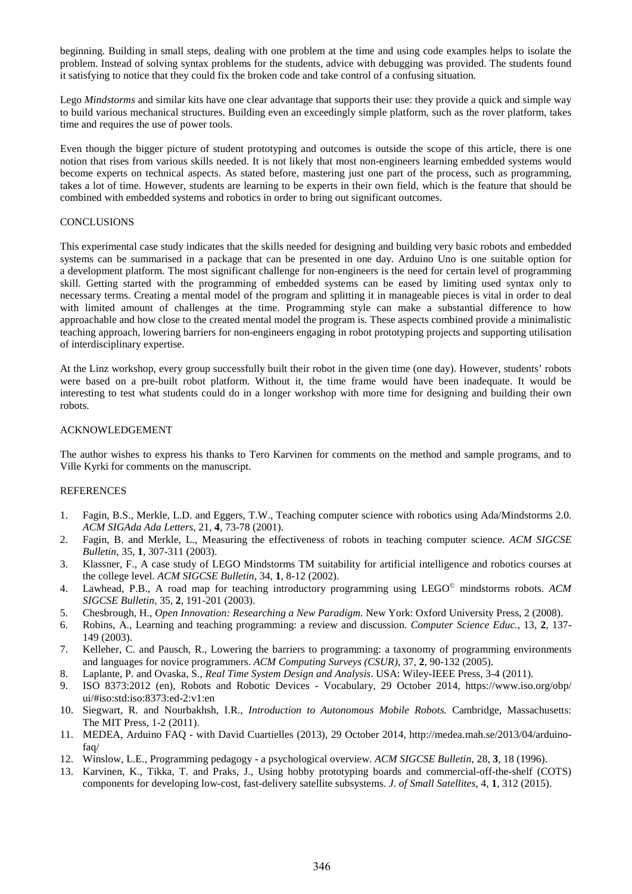beginning. Building in small steps, dealing with one problem at the time and using code examples helps to isolate the problem. Instead of solving syntax problems for the students, advice with debugging was provided. The students found it satisfying to notice that they could fix the broken code and take control of a confusing situation.

Lego *Mindstorms* and similar kits have one clear advantage that supports their use: they provide a quick and simple way to build various mechanical structures. Building even an exceedingly simple platform, such as the rover platform, takes time and requires the use of power tools.

Even though the bigger picture of student prototyping and outcomes is outside the scope of this article, there is one notion that rises from various skills needed. It is not likely that most non-engineers learning embedded systems would become experts on technical aspects. As stated before, mastering just one part of the process, such as programming, takes a lot of time. However, students are learning to be experts in their own field, which is the feature that should be combined with embedded systems and robotics in order to bring out significant outcomes.

## CONCLUSIONS

This experimental case study indicates that the skills needed for designing and building very basic robots and embedded systems can be summarised in a package that can be presented in one day. Arduino Uno is one suitable option for a development platform. The most significant challenge for non-engineers is the need for certain level of programming skill. Getting started with the programming of embedded systems can be eased by limiting used syntax only to necessary terms. Creating a mental model of the program and splitting it in manageable pieces is vital in order to deal with limited amount of challenges at the time. Programming style can make a substantial difference to how approachable and how close to the created mental model the program is. These aspects combined provide a minimalistic teaching approach, lowering barriers for non-engineers engaging in robot prototyping projects and supporting utilisation of interdisciplinary expertise.

At the Linz workshop, every group successfully built their robot in the given time (one day). However, students' robots were based on a pre-built robot platform. Without it, the time frame would have been inadequate. It would be interesting to test what students could do in a longer workshop with more time for designing and building their own robots.

## ACKNOWLEDGEMENT

The author wishes to express his thanks to Tero Karvinen for comments on the method and sample programs, and to Ville Kyrki for comments on the manuscript.

## REFERENCES

1. Fagin, B.S., Merkle, L.D. and Eggers, T.W., Teaching computer science with robotics using Ada/Mindstorms 2.0. *ACM SIGAda Ada Letters*, 21, **4**, 73-78 (2001).
2. Fagin, B. and Merkle, L., Measuring the effectiveness of robots in teaching computer science. *ACM SIGCSE Bulletin*, 35, **1**, 307-311 (2003).
3. Klassner, F., A case study of LEGO Mindstorms TM suitability for artificial intelligence and robotics courses at the college level. *ACM SIGCSE Bulletin*, 34, **1**, 8-12 (2002).
4. Lawhead, P.B., A road map for teaching introductory programming using LEGO© mindstorms robots. *ACM SIGCSE Bulletin*, 35, **2**, 191-201 (2003).
5. Chesbrough, H., *Open Innovation: Researching a New Paradigm.* New York: Oxford University Press, 2 (2008).
6. Robins, A., Learning and teaching programming: a review and discussion. *Computer Science Educ.*, 13, **2**, 137-149 (2003).
7. Kelleher, C. and Pausch, R., Lowering the barriers to programming: a taxonomy of programming environments and languages for novice programmers. *ACM Computing Surveys (CSUR)*, 37, **2**, 90-132 (2005).
8. Laplante, P. and Ovaska, S., *Real Time System Design and Analysis*. USA: Wiley-IEEE Press, 3-4 (2011).
9. ISO 8373:2012 (en), Robots and Robotic Devices - Vocabulary, 29 October 2014, https://www.iso.org/obp/ui/#iso:std:iso:8373:ed-2:v1:en
10. Siegwart, R. and Nourbakhsh, I.R., *Introduction to Autonomous Mobile Robots.* Cambridge, Massachusetts: The MIT Press, 1-2 (2011).
11. MEDEA, Arduino FAQ - with David Cuartielles (2013), 29 October 2014, http://medea.mah.se/2013/04/arduino-faq/
12. Winslow, L.E., Programming pedagogy - a psychological overview. *ACM SIGCSE Bulletin*, 28, **3**, 18 (1996).
13. Karvinen, K., Tikka, T. and Praks, J., Using hobby prototyping boards and commercial-off-the-shelf (COTS) components for developing low-cost, fast-delivery satellite subsystems. *J. of Small Satellites*, 4, **1**, 312 (2015).